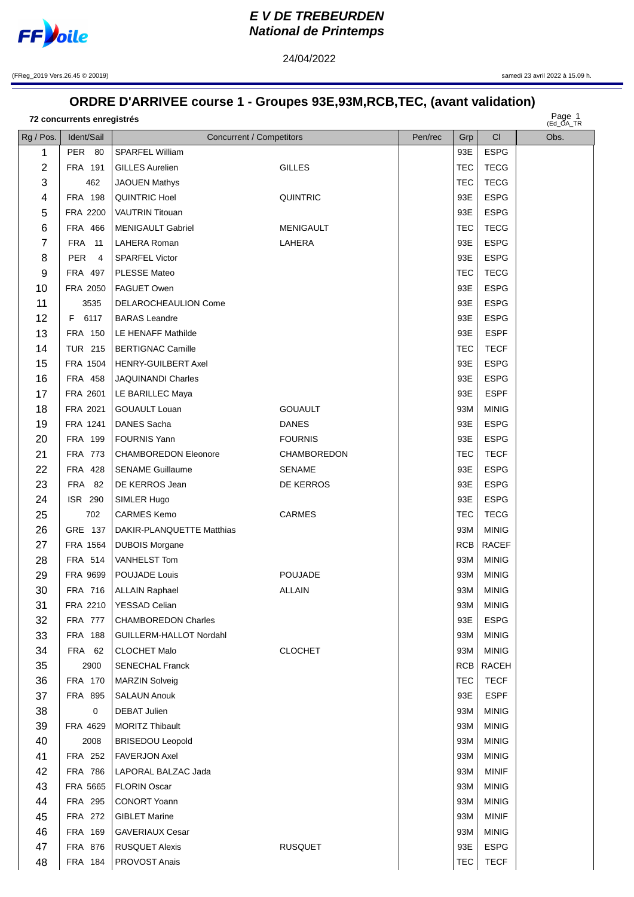# E V DE TREBEURDEN
## National de Printemps

24/04/2022

(FReg_2019 Vers.26.45 © 20019) samedi 23 avril 2022 à 15.09 h.

## ORDRE D'ARRIVEE course 1 - Groupes 93E,93M,RCB,TEC, (avant validation)

**72 concurrents enregistrés**

| Rg / Pos. | Ident/Sail | Concurrent / Competitors | | Pen/rec | Grp | Cl | Obs. |
|---|---|---|---|---|---|---|---|
| 1 | PER 80 | SPARFEL William | | | 93E | ESPG | |
| 2 | FRA 191 | GILLES Aurelien | GILLES | | TEC | TECG | |
| 3 | 462 | JAOUEN Mathys | | | TEC | TECG | |
| 4 | FRA 198 | QUINTRIC Hoel | QUINTRIC | | 93E | ESPG | |
| 5 | FRA 2200 | VAUTRIN Titouan | | | 93E | ESPG | |
| 6 | FRA 466 | MENIGAULT Gabriel | MENIGAULT | | TEC | TECG | |
| 7 | FRA 11 | LAHERA Roman | LAHERA | | 93E | ESPG | |
| 8 | PER 4 | SPARFEL Victor | | | 93E | ESPG | |
| 9 | FRA 497 | PLESSE Mateo | | | TEC | TECG | |
| 10 | FRA 2050 | FAGUET Owen | | | 93E | ESPG | |
| 11 | 3535 | DELAROCHEAULION Come | | | 93E | ESPG | |
| 12 | F 6117 | BARAS Leandre | | | 93E | ESPG | |
| 13 | FRA 150 | LE HENAFF Mathilde | | | 93E | ESPF | |
| 14 | TUR 215 | BERTIGNAC Camille | | | TEC | TECF | |
| 15 | FRA 1504 | HENRY-GUILBERT Axel | | | 93E | ESPG | |
| 16 | FRA 458 | JAQUINANDI Charles | | | 93E | ESPG | |
| 17 | FRA 2601 | LE BARILLEC Maya | | | 93E | ESPF | |
| 18 | FRA 2021 | GOUAULT Louan | GOUAULT | | 93M | MINIG | |
| 19 | FRA 1241 | DANES Sacha | DANES | | 93E | ESPG | |
| 20 | FRA 199 | FOURNIS Yann | FOURNIS | | 93E | ESPG | |
| 21 | FRA 773 | CHAMBOREDON Eleonore | CHAMBOREDON | | TEC | TECF | |
| 22 | FRA 428 | SENAME Guillaume | SENAME | | 93E | ESPG | |
| 23 | FRA 82 | DE KERROS Jean | DE KERROS | | 93E | ESPG | |
| 24 | ISR 290 | SIMLER Hugo | | | 93E | ESPG | |
| 25 | 702 | CARMES Kemo | CARMES | | TEC | TECG | |
| 26 | GRE 137 | DAKIR-PLANQUETTE Matthias | | | 93M | MINIG | |
| 27 | FRA 1564 | DUBOIS Morgane | | | RCB | RACEF | |
| 28 | FRA 514 | VANHELST Tom | | | 93M | MINIG | |
| 29 | FRA 9699 | POUJADE Louis | POUJADE | | 93M | MINIG | |
| 30 | FRA 716 | ALLAIN Raphael | ALLAIN | | 93M | MINIG | |
| 31 | FRA 2210 | YESSAD Celian | | | 93M | MINIG | |
| 32 | FRA 777 | CHAMBOREDON Charles | | | 93E | ESPG | |
| 33 | FRA 188 | GUILLERM-HALLOT Nordahl | | | 93M | MINIG | |
| 34 | FRA 62 | CLOCHET Malo | CLOCHET | | 93M | MINIG | |
| 35 | 2900 | SENECHAL Franck | | | RCB | RACEH | |
| 36 | FRA 170 | MARZIN Solveig | | | TEC | TECF | |
| 37 | FRA 895 | SALAUN Anouk | | | 93E | ESPF | |
| 38 | 0 | DEBAT Julien | | | 93M | MINIG | |
| 39 | FRA 4629 | MORITZ Thibault | | | 93M | MINIG | |
| 40 | 2008 | BRISEDOU Leopold | | | 93M | MINIG | |
| 41 | FRA 252 | FAVERJON Axel | | | 93M | MINIG | |
| 42 | FRA 786 | LAPORAL BALZAC Jada | | | 93M | MINIF | |
| 43 | FRA 5665 | FLORIN Oscar | | | 93M | MINIG | |
| 44 | FRA 295 | CONORT Yoann | | | 93M | MINIG | |
| 45 | FRA 272 | GIBLET Marine | | | 93M | MINIF | |
| 46 | FRA 169 | GAVERIAUX Cesar | | | 93M | MINIG | |
| 47 | FRA 876 | RUSQUET Alexis | RUSQUET | | 93E | ESPG | |
| 48 | FRA 184 | PROVOST Anais | | | TEC | TECF | |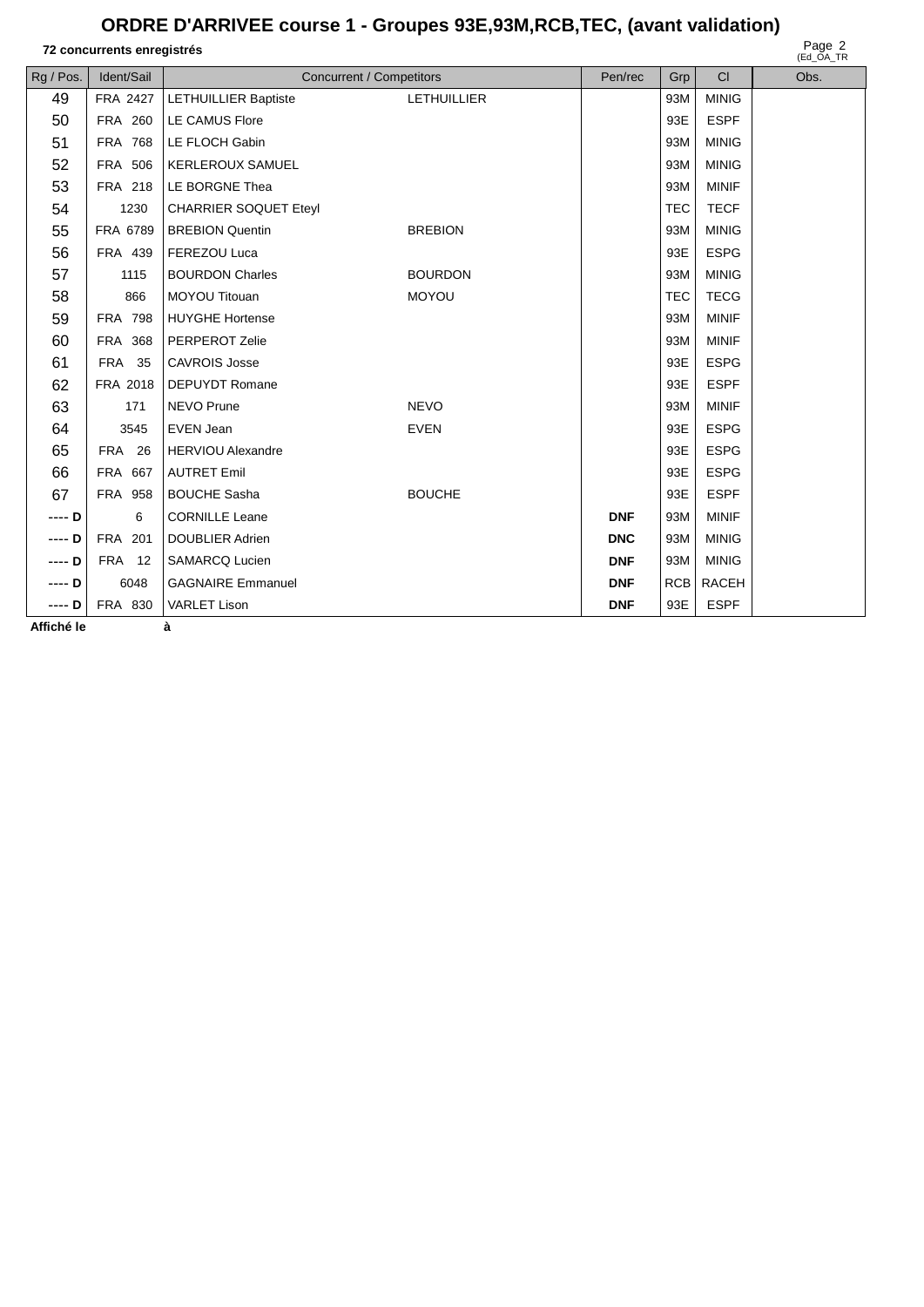# ORDRE D'ARRIVEE course 1 - Groupes 93E,93M,RCB,TEC, (avant validation)

**72 concurrents enregistrés**

| Rg / Pos. | Ident/Sail | Concurrent / Competitors | | Pen/rec | Grp | Cl | Obs. |
|---|---|---|---|---|---|---|---|
| 49 | FRA 2427 | LETHUILLIER Baptiste | LETHUILLIER | | 93M | MINIG | |
| 50 | FRA 260 | LE CAMUS Flore | | | 93E | ESPF | |
| 51 | FRA 768 | LE FLOCH Gabin | | | 93M | MINIG | |
| 52 | FRA 506 | KERLEROUX SAMUEL | | | 93M | MINIG | |
| 53 | FRA 218 | LE BORGNE Thea | | | 93M | MINIF | |
| 54 | 1230 | CHARRIER SOQUET Eteyl | | | TEC | TECF | |
| 55 | FRA 6789 | BREBION Quentin | BREBION | | 93M | MINIG | |
| 56 | FRA 439 | FEREZOU Luca | | | 93E | ESPG | |
| 57 | 1115 | BOURDON Charles | BOURDON | | 93M | MINIG | |
| 58 | 866 | MOYOU Titouan | MOYOU | | TEC | TECG | |
| 59 | FRA 798 | HUYGHE Hortense | | | 93M | MINIF | |
| 60 | FRA 368 | PERPEROT Zelie | | | 93M | MINIF | |
| 61 | FRA 35 | CAVROIS Josse | | | 93E | ESPG | |
| 62 | FRA 2018 | DEPUYDT Romane | | | 93E | ESPF | |
| 63 | 171 | NEVO Prune | NEVO | | 93M | MINIF | |
| 64 | 3545 | EVEN Jean | EVEN | | 93E | ESPG | |
| 65 | FRA 26 | HERVIOU Alexandre | | | 93E | ESPG | |
| 66 | FRA 667 | AUTRET Emil | | | 93E | ESPG | |
| 67 | FRA 958 | BOUCHE Sasha | BOUCHE | | 93E | ESPF | |
| ---- **D** | 6 | CORNILLE Leane | | **DNF** | 93M | MINIF | |
| ---- **D** | FRA 201 | DOUBLIER Adrien | | **DNC** | 93M | MINIG | |
| ---- **D** | FRA 12 | SAMARCQ Lucien | | **DNF** | 93M | MINIG | |
| ---- **D** | 6048 | GAGNAIRE Emmanuel | | **DNF** | RCB | RACEH | |
| ---- **D** | FRA 830 | VARLET Lison | | **DNF** | 93E | ESPF | |

**Affiché le** **à**